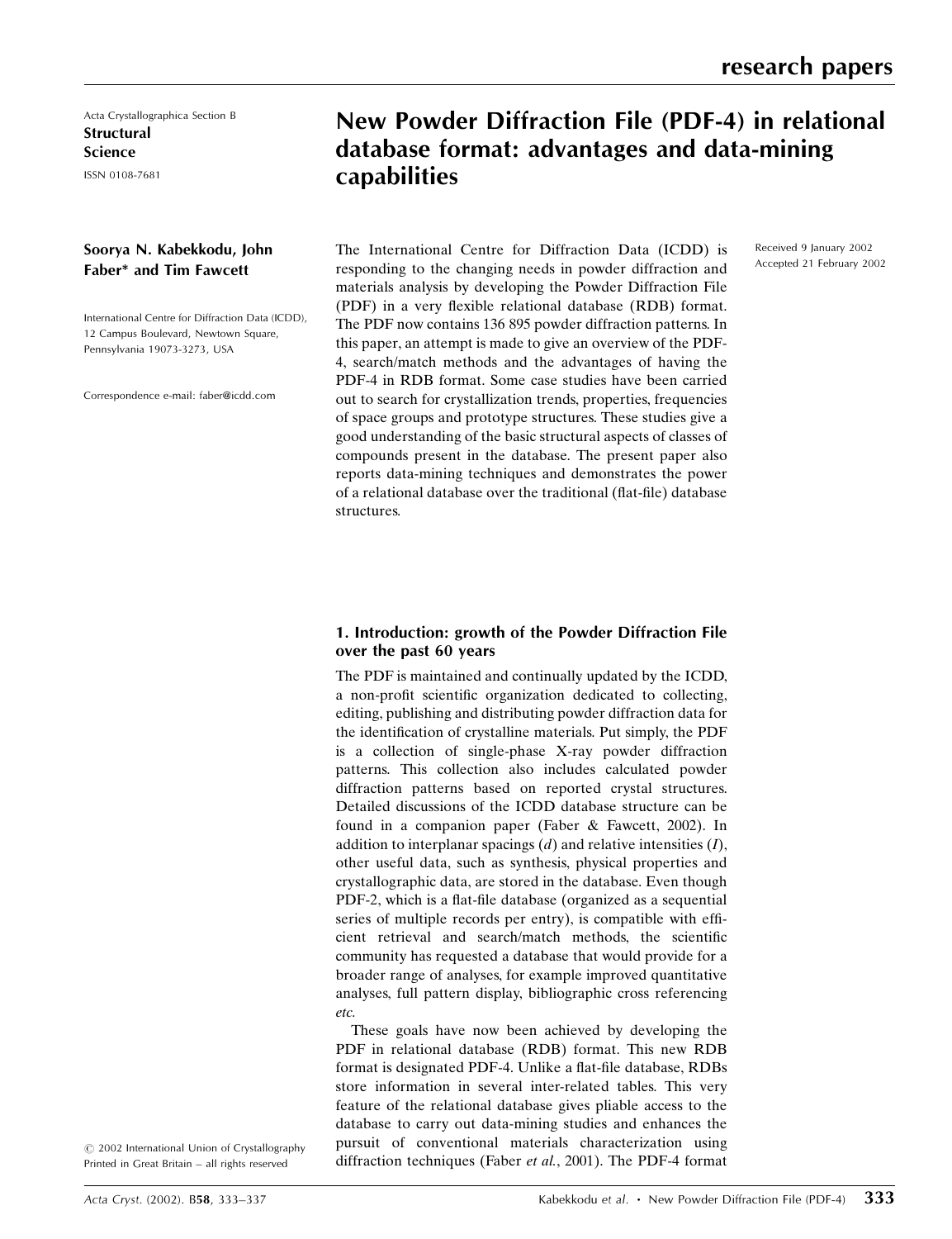Acta Crystallographica Section B

**Structural Science**

ISSN 0108-7681

# New Powder Diffraction File (PDF-4) in relational database format: advantages and data-mining capabilities

**Soorya N. Kabekkodu, John Faber* and Tim Fawcett**

International Centre for Diffraction Data (ICDD), 12 Campus Boulevard, Newtown Square, Pennsylvania 19073-3273, USA

Correspondence e-mail: faber@icdd.com

Received 9 January 2002
Accepted 21 February 2002

The International Centre for Diffraction Data (ICDD) is responding to the changing needs in powder diffraction and materials analysis by developing the Powder Diffraction File (PDF) in a very flexible relational database (RDB) format. The PDF now contains 136 895 powder diffraction patterns. In this paper, an attempt is made to give an overview of the PDF-4, search/match methods and the advantages of having the PDF-4 in RDB format. Some case studies have been carried out to search for crystallization trends, properties, frequencies of space groups and prototype structures. These studies give a good understanding of the basic structural aspects of classes of compounds present in the database. The present paper also reports data-mining techniques and demonstrates the power of a relational database over the traditional (flat-file) database structures.

## 1. Introduction: growth of the Powder Diffraction File over the past 60 years

The PDF is maintained and continually updated by the ICDD, a non-profit scientific organization dedicated to collecting, editing, publishing and distributing powder diffraction data for the identification of crystalline materials. Put simply, the PDF is a collection of single-phase X-ray powder diffraction patterns. This collection also includes calculated powder diffraction patterns based on reported crystal structures. Detailed discussions of the ICDD database structure can be found in a companion paper (Faber & Fawcett, 2002). In addition to interplanar spacings ($d$) and relative intensities ($I$), other useful data, such as synthesis, physical properties and crystallographic data, are stored in the database. Even though PDF-2, which is a flat-file database (organized as a sequential series of multiple records per entry), is compatible with efficient retrieval and search/match methods, the scientific community has requested a database that would provide for a broader range of analyses, for example improved quantitative analyses, full pattern display, bibliographic cross referencing *etc.*

These goals have now been achieved by developing the PDF in relational database (RDB) format. This new RDB format is designated PDF-4. Unlike a flat-file database, RDBs store information in several inter-related tables. This very feature of the relational database gives pliable access to the database to carry out data-mining studies and enhances the pursuit of conventional materials characterization using diffraction techniques (Faber *et al.*, 2001). The PDF-4 format

© 2002 International Union of Crystallography
Printed in Great Britain – all rights reserved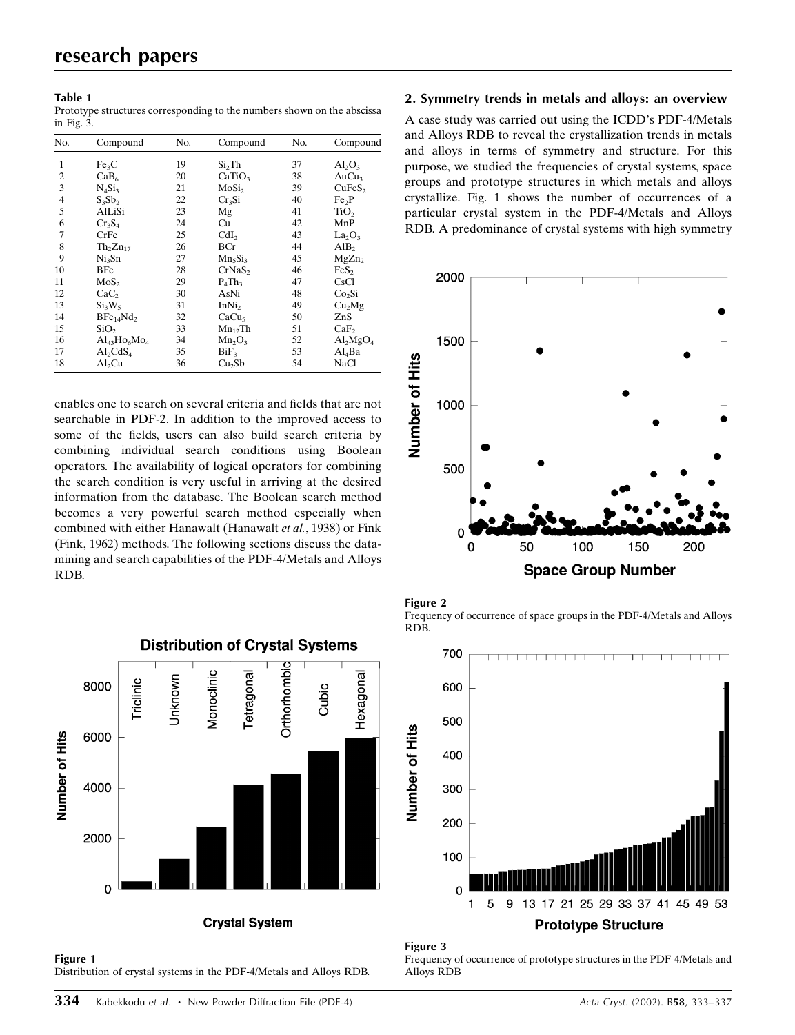**Table 1**
Prototype structures corresponding to the numbers shown on the abscissa in Fig. 3.

| No. | Compound | No. | Compound | No. | Compound |
|---|---|---|---|---|---|
| 1 | $Fe_3C$ | 19 | $Si_2Th$ | 37 | $Al_2O_3$ |
| 2 | $CaB_6$ | 20 | $CaTiO_3$ | 38 | $AuCu_3$ |
| 3 | $N_4Si_3$ | 21 | $MoSi_2$ | 39 | $CuFeS_2$ |
| 4 | $S_3Sb_2$ | 22 | $Cr_3Si$ | 40 | $Fe_2P$ |
| 5 | AlLiSi | 23 | Mg | 41 | $TiO_2$ |
| 6 | $Cr_3S_4$ | 24 | Cu | 42 | MnP |
| 7 | CrFe | 25 | $CdI_2$ | 43 | $La_2O_3$ |
| 8 | $Th_2Zn_{17}$ | 26 | BCr | 44 | $AlB_2$ |
| 9 | $Ni_3Sn$ | 27 | $Mn_5Si_3$ | 45 | $MgZn_2$ |
| 10 | BFe | 28 | $CrNaS_2$ | 46 | $FeS_2$ |
| 11 | $MoS_2$ | 29 | $P_4Th_3$ | 47 | CsCl |
| 12 | $CaC_2$ | 30 | AsNi | 48 | $Co_2Si$ |
| 13 | $Si_3W_5$ | 31 | $InNi_2$ | 49 | $Cu_2Mg$ |
| 14 | $BFe_{14}Nd_2$ | 32 | $CaCu_5$ | 50 | ZnS |
| 15 | $SiO_2$ | 33 | $Mn_{12}Th$ | 51 | $CaF_2$ |
| 16 | $Al_{43}Ho_6Mo_4$ | 34 | $Mn_2O_3$ | 52 | $Al_2MgO_4$ |
| 17 | $Al_2CdS_4$ | 35 | $BiF_3$ | 53 | $Al_4Ba$ |
| 18 | $Al_2Cu$ | 36 | $Cu_2Sb$ | 54 | NaCl |

enables one to search on several criteria and fields that are not searchable in PDF-2. In addition to the improved access to some of the fields, users can also build search criteria by combining individual search conditions using Boolean operators. The availability of logical operators for combining the search condition is very useful in arriving at the desired information from the database. The Boolean search method becomes a very powerful search method especially when combined with either Hanawalt (Hanawalt *et al.*, 1938) or Fink (Fink, 1962) methods. The following sections discuss the data-mining and search capabilities of the PDF-4/Metals and Alloys RDB.

**Figure 1**
Distribution of crystal systems in the PDF-4/Metals and Alloys RDB.

## 2. Symmetry trends in metals and alloys: an overview

A case study was carried out using the ICDD's PDF-4/Metals and Alloys RDB to reveal the crystallization trends in metals and alloys in terms of symmetry and structure. For this purpose, we studied the frequencies of crystal systems, space groups and prototype structures in which metals and alloys crystallize. Fig. 1 shows the number of occurrences of a particular crystal system in the PDF-4/Metals and Alloys RDB. A predominance of crystal systems with high symmetry

**Figure 2**
Frequency of occurrence of space groups in the PDF-4/Metals and Alloys RDB.

**Figure 3**
Frequency of occurrence of prototype structures in the PDF-4/Metals and Alloys RDB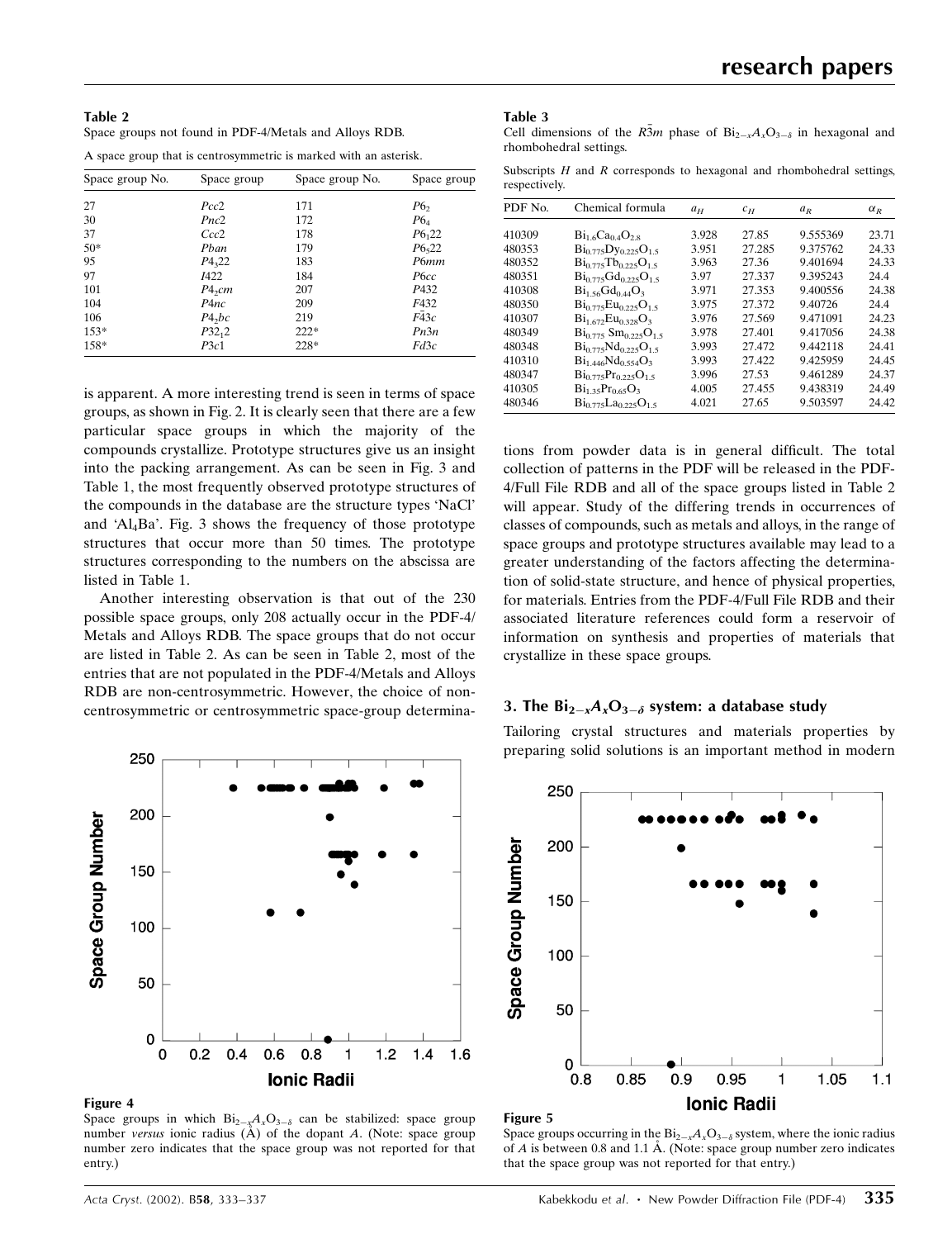**Table 2**
Space groups not found in PDF-4/Metals and Alloys RDB.

A space group that is centrosymmetric is marked with an asterisk.

| Space group No. | Space group | Space group No. | Space group |
|---|---|---|---|
| 27 | *Pcc*2 | 171 | $P6_2$ |
| 30 | *Pnc*2 | 172 | $P6_4$ |
| 37 | *Ccc*2 | 178 | $P6_122$ |
| 50* | *Pban* | 179 | $P6_522$ |
| 95 | $P4_322$ | 183 | *P6mm* |
| 97 | *I*422 | 184 | *P6cc* |
| 101 | $P4_2cm$ | 207 | *P*432 |
| 104 | *P4nc* | 209 | *F*432 |
| 106 | $P4_2bc$ | 219 | $F\bar{4}3c$ |
| 153* | $P32_12$ | 222* | *Pn3n* |
| 158* | *P3c*1 | 228* | *Fd3c* |

is apparent. A more interesting trend is seen in terms of space groups, as shown in Fig. 2. It is clearly seen that there are a few particular space groups in which the majority of the compounds crystallize. Prototype structures give us an insight into the packing arrangement. As can be seen in Fig. 3 and Table 1, the most frequently observed prototype structures of the compounds in the database are the structure types 'NaCl' and '$Al_4Ba$'. Fig. 3 shows the frequency of those prototype structures that occur more than 50 times. The prototype structures corresponding to the numbers on the abscissa are listed in Table 1.

Another interesting observation is that out of the 230 possible space groups, only 208 actually occur in the PDF-4/Metals and Alloys RDB. The space groups that do not occur are listed in Table 2. As can be seen in Table 2, most of the entries that are not populated in the PDF-4/Metals and Alloys RDB are non-centrosymmetric. However, the choice of non-centrosymmetric or centrosymmetric space-group determinations from powder data is in general difficult. The total collection of patterns in the PDF will be released in the PDF-4/Full File RDB and all of the space groups listed in Table 2 will appear. Study of the differing trends in occurrences of classes of compounds, such as metals and alloys, in the range of space groups and prototype structures available may lead to a greater understanding of the factors affecting the determination of solid-state structure, and hence of physical properties, for materials. Entries from the PDF-4/Full File RDB and their associated literature references could form a reservoir of information on synthesis and properties of materials that crystallize in these space groups.

**Figure 4**
Space groups in which $Bi_{2-x}A_xO_{3-\delta}$ can be stabilized: space group number *versus* ionic radius (Å) of the dopant *A*. (Note: space group number zero indicates that the space group was not reported for that entry.)

**Table 3**
Cell dimensions of the $R\bar{3}m$ phase of $Bi_{2-x}A_xO_{3-\delta}$ in hexagonal and rhombohedral settings.

Subscripts *H* and *R* corresponds to hexagonal and rhombohedral settings, respectively.

| PDF No. | Chemical formula | $a_H$ | $c_H$ | $a_R$ | $\alpha_R$ |
|---|---|---|---|---|---|
| 410309 | $Bi_{1.6}Ca_{0.4}O_{2.8}$ | 3.928 | 27.85 | 9.555369 | 23.71 |
| 480353 | $Bi_{0.775}Dy_{0.225}O_{1.5}$ | 3.951 | 27.285 | 9.375762 | 24.33 |
| 480352 | $Bi_{0.775}Tb_{0.225}O_{1.5}$ | 3.963 | 27.36 | 9.401694 | 24.33 |
| 480351 | $Bi_{0.775}Gd_{0.225}O_{1.5}$ | 3.97 | 27.337 | 9.395243 | 24.4 |
| 410308 | $Bi_{1.56}Gd_{0.44}O_3$ | 3.971 | 27.353 | 9.400556 | 24.38 |
| 480350 | $Bi_{0.775}Eu_{0.225}O_{1.5}$ | 3.975 | 27.372 | 9.40726 | 24.4 |
| 410307 | $Bi_{1.672}Eu_{0.328}O_3$ | 3.976 | 27.569 | 9.471091 | 24.23 |
| 480349 | $Bi_{0.775}Sm_{0.225}O_{1.5}$ | 3.978 | 27.401 | 9.417056 | 24.38 |
| 480348 | $Bi_{0.775}Nd_{0.225}O_{1.5}$ | 3.993 | 27.472 | 9.442118 | 24.41 |
| 410310 | $Bi_{1.446}Nd_{0.554}O_3$ | 3.993 | 27.422 | 9.425959 | 24.45 |
| 480347 | $Bi_{0.775}Pr_{0.225}O_{1.5}$ | 3.996 | 27.53 | 9.461289 | 24.37 |
| 410305 | $Bi_{1.35}Pr_{0.65}O_3$ | 4.005 | 27.455 | 9.438319 | 24.49 |
| 480346 | $Bi_{0.775}La_{0.225}O_{1.5}$ | 4.021 | 27.65 | 9.503597 | 24.42 |

## 3. The $Bi_{2-x}A_xO_{3-\delta}$ system: a database study

Tailoring crystal structures and materials properties by preparing solid solutions is an important method in modern

**Figure 5**
Space groups occurring in the $Bi_{2-x}A_xO_{3-\delta}$ system, where the ionic radius of *A* is between 0.8 and 1.1 Å. (Note: space group number zero indicates that the space group was not reported for that entry.)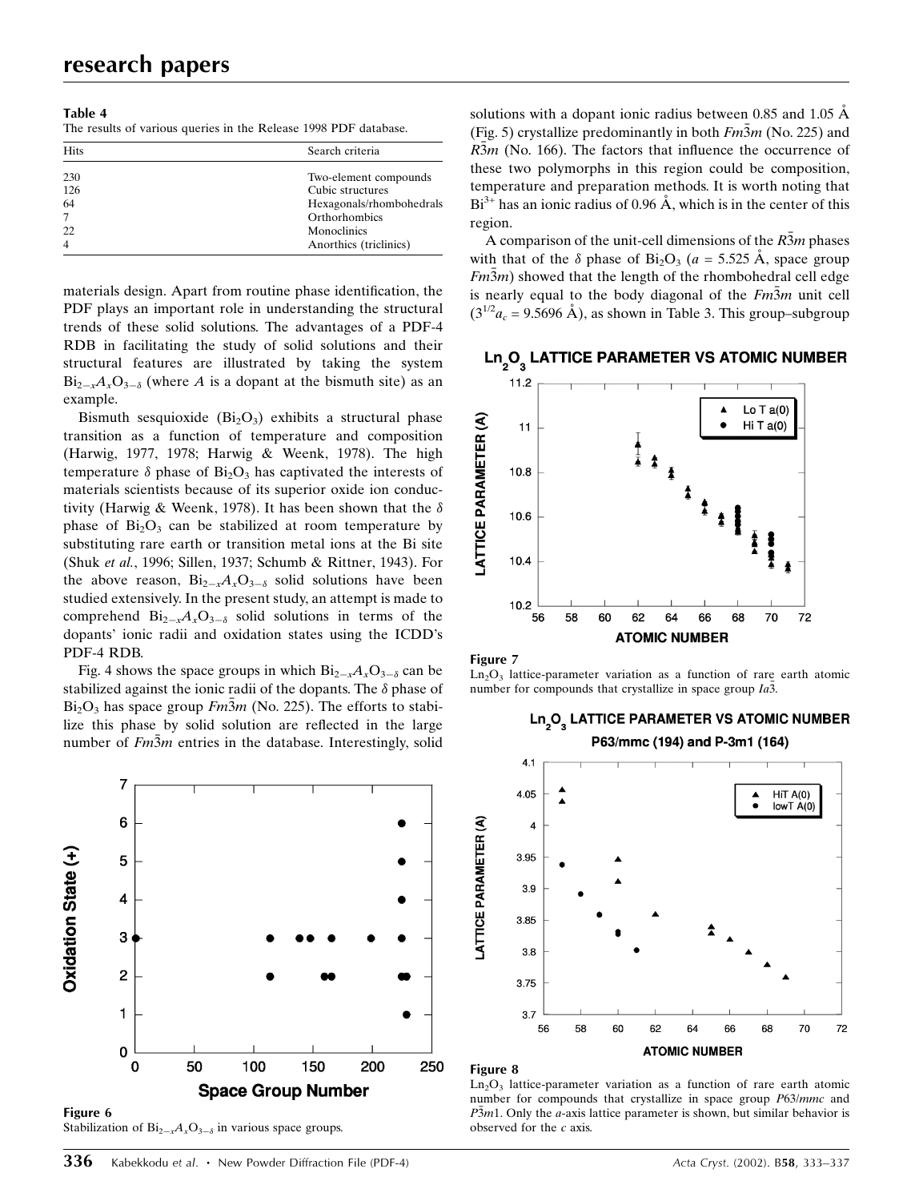**Table 4**
The results of various queries in the Release 1998 PDF database.

| Hits | Search criteria |
|---|---|
| 230 | Two-element compounds |
| 126 | Cubic structures |
| 64 | Hexagonals/rhombohedrals |
| 7 | Orthorhombics |
| 22 | Monoclinics |
| 4 | Anorthics (triclinics) |

materials design. Apart from routine phase identification, the PDF plays an important role in understanding the structural trends of these solid solutions. The advantages of a PDF-4 RDB in facilitating the study of solid solutions and their structural features are illustrated by taking the system $Bi_{2-x}A_xO_{3-\delta}$ (where $A$ is a dopant at the bismuth site) as an example.

Bismuth sesquioxide ($Bi_2O_3$) exhibits a structural phase transition as a function of temperature and composition (Harwig, 1977, 1978; Harwig & Weenk, 1978). The high temperature $\delta$ phase of $Bi_2O_3$ has captivated the interests of materials scientists because of its superior oxide ion conductivity (Harwig & Weenk, 1978). It has been shown that the $\delta$ phase of $Bi_2O_3$ can be stabilized at room temperature by substituting rare earth or transition metal ions at the Bi site (Shuk *et al.*, 1996; Sillen, 1937; Schumb & Rittner, 1943). For the above reason, $Bi_{2-x}A_xO_{3-\delta}$ solid solutions have been studied extensively. In the present study, an attempt is made to comprehend $Bi_{2-x}A_xO_{3-\delta}$ solid solutions in terms of the dopants' ionic radii and oxidation states using the ICDD's PDF-4 RDB.

Fig. 4 shows the space groups in which $Bi_{2-x}A_xO_{3-\delta}$ can be stabilized against the ionic radii of the dopants. The $\delta$ phase of $Bi_2O_3$ has space group $Fm\bar{3}m$ (No. 225). The efforts to stabilize this phase by solid solution are reflected in the large number of $Fm\bar{3}m$ entries in the database. Interestingly, solid solutions with a dopant ionic radius between 0.85 and 1.05 Å (Fig. 5) crystallize predominantly in both $Fm\bar{3}m$ (No. 225) and $R\bar{3}m$ (No. 166). The factors that influence the occurrence of these two polymorphs in this region could be composition, temperature and preparation methods. It is worth noting that $Bi^{3+}$ has an ionic radius of 0.96 Å, which is in the center of this region.

A comparison of the unit-cell dimensions of the $R\bar{3}m$ phases with that of the $\delta$ phase of $Bi_2O_3$ ($a$ = 5.525 Å, space group $Fm\bar{3}m$) showed that the length of the rhombohedral cell edge is nearly equal to the body diagonal of the $Fm\bar{3}m$ unit cell ($3^{1/2}a_c$ = 9.5696 Å), as shown in Table 3. This group–subgroup

**Figure 6**
Stabilization of $Bi_{2-x}A_xO_{3-\delta}$ in various space groups.

**Figure 7**
$Ln_2O_3$ lattice-parameter variation as a function of rare earth atomic number for compounds that crystallize in space group $Ia\bar{3}$.

**Figure 8**
$Ln_2O_3$ lattice-parameter variation as a function of rare earth atomic number for compounds that crystallize in space group $P63/mmc$ and $P\bar{3}m1$. Only the $a$-axis lattice parameter is shown, but similar behavior is observed for the $c$ axis.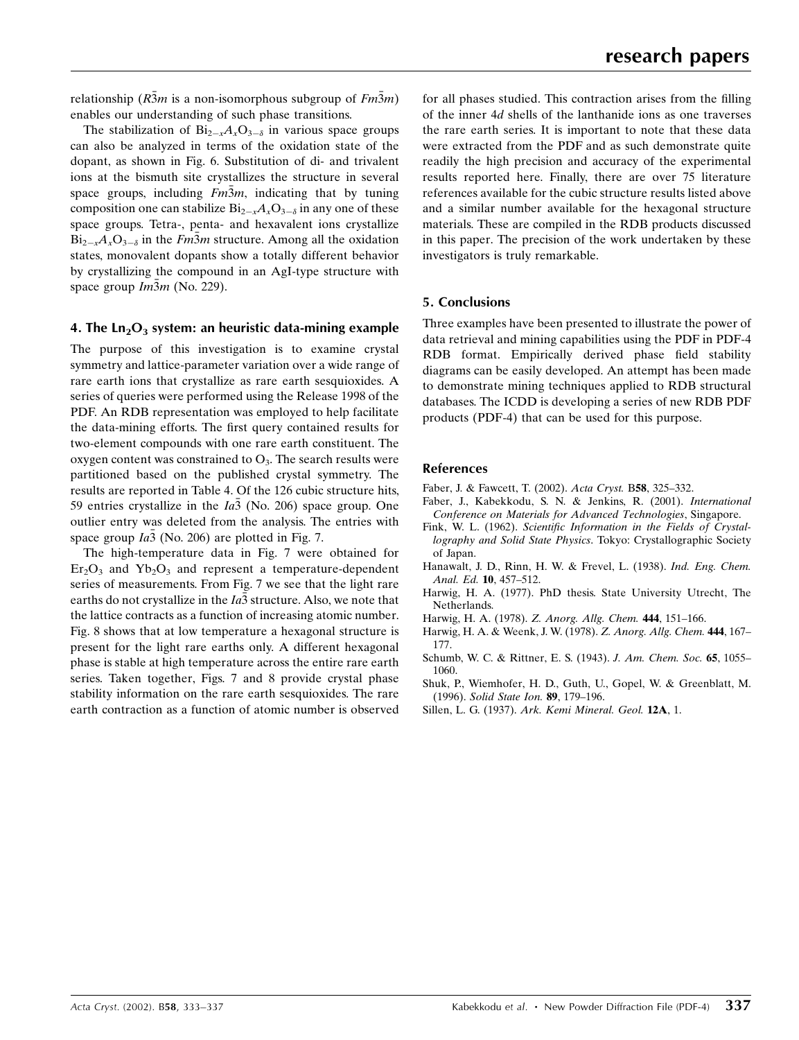relationship ($R\bar{3}m$ is a non-isomorphous subgroup of $Fm\bar{3}m$) enables our understanding of such phase transitions.

The stabilization of $Bi_{2-x}A_xO_{3-\delta}$ in various space groups can also be analyzed in terms of the oxidation state of the dopant, as shown in Fig. 6. Substitution of di- and trivalent ions at the bismuth site crystallizes the structure in several space groups, including $Fm\bar{3}m$, indicating that by tuning composition one can stabilize $Bi_{2-x}A_xO_{3-\delta}$ in any one of these space groups. Tetra-, penta- and hexavalent ions crystallize $Bi_{2-x}A_xO_{3-\delta}$ in the $Fm\bar{3}m$ structure. Among all the oxidation states, monovalent dopants show a totally different behavior by crystallizing the compound in an AgI-type structure with space group $Im\bar{3}m$ (No. 229).

## 4. The $Ln_2O_3$ system: an heuristic data-mining example

The purpose of this investigation is to examine crystal symmetry and lattice-parameter variation over a wide range of rare earth ions that crystallize as rare earth sesquioxides. A series of queries were performed using the Release 1998 of the PDF. An RDB representation was employed to help facilitate the data-mining efforts. The first query contained results for two-element compounds with one rare earth constituent. The oxygen content was constrained to $O_3$. The search results were partitioned based on the published crystal symmetry. The results are reported in Table 4. Of the 126 cubic structure hits, 59 entries crystallize in the $Ia\bar{3}$ (No. 206) space group. One outlier entry was deleted from the analysis. The entries with space group $Ia\bar{3}$ (No. 206) are plotted in Fig. 7.

The high-temperature data in Fig. 7 were obtained for $Er_2O_3$ and $Yb_2O_3$ and represent a temperature-dependent series of measurements. From Fig. 7 we see that the light rare earths do not crystallize in the $Ia\bar{3}$ structure. Also, we note that the lattice contracts as a function of increasing atomic number. Fig. 8 shows that at low temperature a hexagonal structure is present for the light rare earths only. A different hexagonal phase is stable at high temperature across the entire rare earth series. Taken together, Figs. 7 and 8 provide crystal phase stability information on the rare earth sesquioxides. The rare earth contraction as a function of atomic number is observed for all phases studied. This contraction arises from the filling of the inner 4*d* shells of the lanthanide ions as one traverses the rare earth series. It is important to note that these data were extracted from the PDF and as such demonstrate quite readily the high precision and accuracy of the experimental results reported here. Finally, there are over 75 literature references available for the cubic structure results listed above and a similar number available for the hexagonal structure materials. These are compiled in the RDB products discussed in this paper. The precision of the work undertaken by these investigators is truly remarkable.

## 5. Conclusions

Three examples have been presented to illustrate the power of data retrieval and mining capabilities using the PDF in PDF-4 RDB format. Empirically derived phase field stability diagrams can be easily developed. An attempt has been made to demonstrate mining techniques applied to RDB structural databases. The ICDD is developing a series of new RDB PDF products (PDF-4) that can be used for this purpose.

## References

Faber, J. & Fawcett, T. (2002). *Acta Cryst.* B**58**, 325–332.

Faber, J., Kabekkodu, S. N. & Jenkins, R. (2001). *International Conference on Materials for Advanced Technologies*, Singapore.

Fink, W. L. (1962). *Scientific Information in the Fields of Crystallography and Solid State Physics*. Tokyo: Crystallographic Society of Japan.

Hanawalt, J. D., Rinn, H. W. & Frevel, L. (1938). *Ind. Eng. Chem. Anal. Ed.* **10**, 457–512.

Harwig, H. A. (1977). PhD thesis. State University Utrecht, The Netherlands.

Harwig, H. A. (1978). *Z. Anorg. Allg. Chem.* **444**, 151–166.

Harwig, H. A. & Weenk, J. W. (1978). *Z. Anorg. Allg. Chem.* **444**, 167–177.

Schumb, W. C. & Rittner, E. S. (1943). *J. Am. Chem. Soc.* **65**, 1055–1060.

Shuk, P., Wiemhofer, H. D., Guth, U., Gopel, W. & Greenblatt, M. (1996). *Solid State Ion.* **89**, 179–196.

Sillen, L. G. (1937). *Ark. Kemi Mineral. Geol.* **12A**, 1.